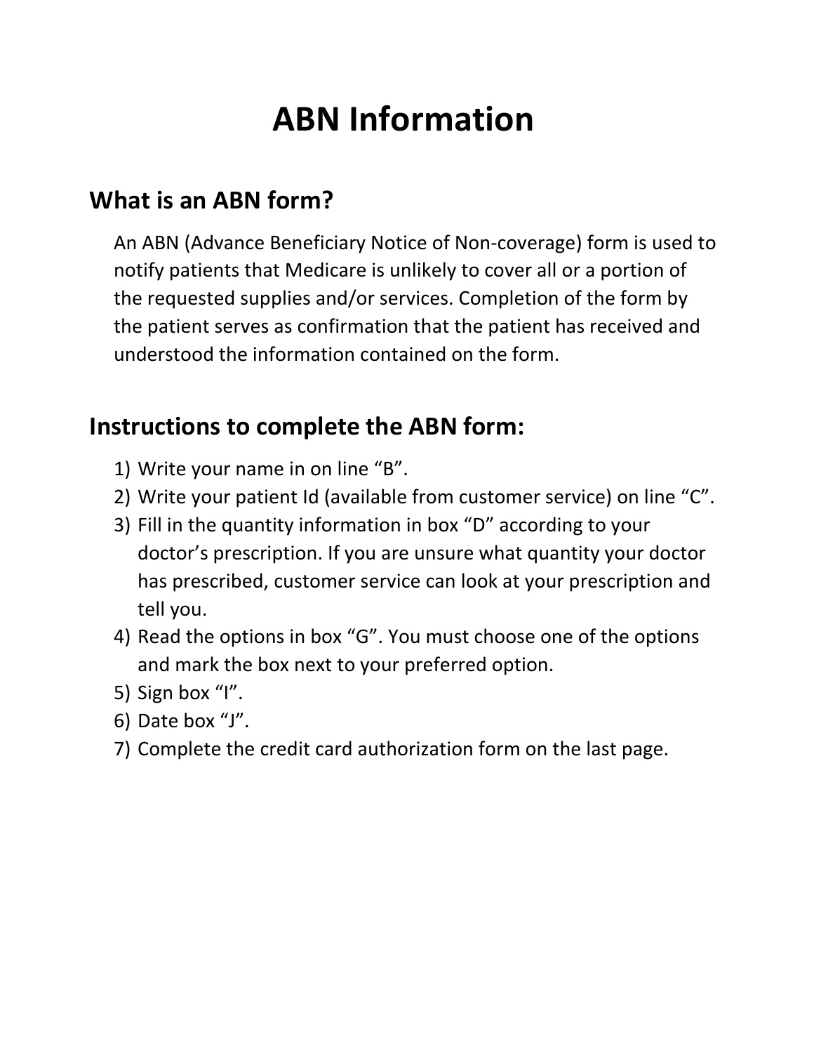# ABN Information

## What is an ABN form?

An ABN (Advance Beneficiary Notice of Non-coverage) form is used to notify patients that Medicare is unlikely to cover all or a portion of the requested supplies and/or services. Completion of the form by the patient serves as confirmation that the patient has received and understood the information contained on the form.

## Instructions to complete the ABN form:

1) Write your name in on line "B".
2) Write your patient Id (available from customer service) on line "C".
3) Fill in the quantity information in box "D" according to your doctor's prescription. If you are unsure what quantity your doctor has prescribed, customer service can look at your prescription and tell you.
4) Read the options in box "G". You must choose one of the options and mark the box next to your preferred option.
5) Sign box "I".
6) Date box "J".
7) Complete the credit card authorization form on the last page.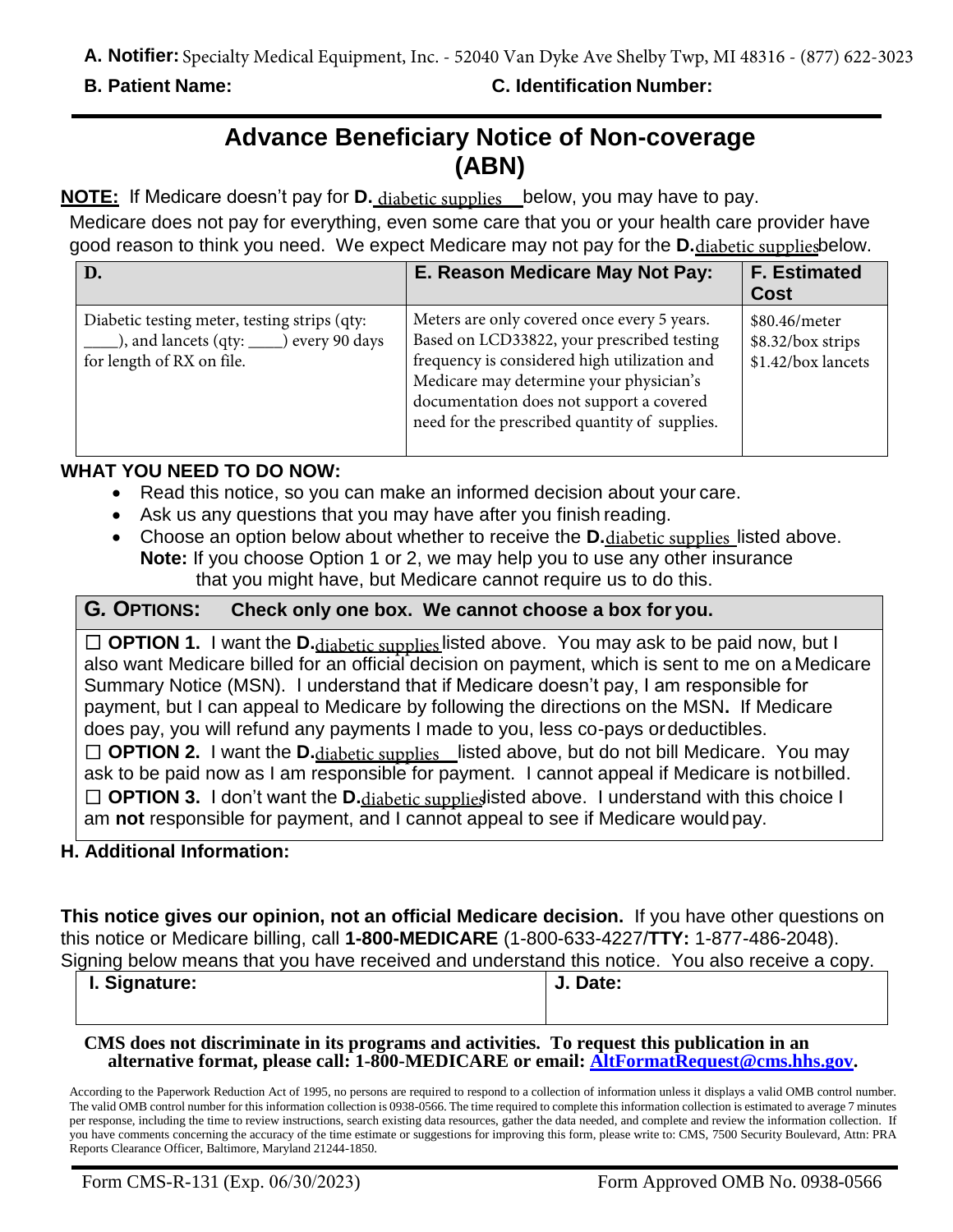**A. Notifier:** Specialty Medical Equipment, Inc. - 52040 Van Dyke Ave Shelby Twp, MI 48316 - (877) 622-3023

**B. Patient Name:** **C. Identification Number:**

# Advance Beneficiary Notice of Non-coverage (ABN)

**NOTE:** If Medicare doesn't pay for **D.** diabetic supplies below, you may have to pay.

Medicare does not pay for everything, even some care that you or your health care provider have good reason to think you need. We expect Medicare may not pay for the **D.** diabetic supplies below.

| D. | E. Reason Medicare May Not Pay: | F. Estimated Cost |
|---|---|---|
| Diabetic testing meter, testing strips (qty: ____), and lancets (qty: ____) every 90 days for length of RX on file. | Meters are only covered once every 5 years. Based on LCD33822, your prescribed testing frequency is considered high utilization and Medicare may determine your physician's documentation does not support a covered need for the prescribed quantity of supplies. | $80.46/meter<br>$8.32/box strips<br>$1.42/box lancets |

**WHAT YOU NEED TO DO NOW:**

- Read this notice, so you can make an informed decision about your care.
- Ask us any questions that you may have after you finish reading.
- Choose an option below about whether to receive the **D.** diabetic supplies listed above.
  **Note:** If you choose Option 1 or 2, we may help you to use any other insurance that you might have, but Medicare cannot require us to do this.

**G. OPTIONS: Check only one box. We cannot choose a box for you.**

☐ **OPTION 1.** I want the **D.** diabetic supplies listed above. You may ask to be paid now, but I also want Medicare billed for an official decision on payment, which is sent to me on a Medicare Summary Notice (MSN). I understand that if Medicare doesn't pay, I am responsible for payment, but I can appeal to Medicare by following the directions on the MSN**.** If Medicare does pay, you will refund any payments I made to you, less co-pays or deductibles.

☐ **OPTION 2.** I want the **D.** diabetic supplies listed above, but do not bill Medicare. You may ask to be paid now as I am responsible for payment. I cannot appeal if Medicare is not billed.

☐ **OPTION 3.** I don't want the **D.** diabetic supplies listed above. I understand with this choice I am **not** responsible for payment, and I cannot appeal to see if Medicare would pay.

**H. Additional Information:**

**This notice gives our opinion, not an official Medicare decision.** If you have other questions on this notice or Medicare billing, call **1-800-MEDICARE** (1-800-633-4227/**TTY:** 1-877-486-2048).

Signing below means that you have received and understand this notice. You also receive a copy.

| I. Signature: | J. Date: |
|---|---|
| | |

**CMS does not discriminate in its programs and activities. To request this publication in an alternative format, please call: 1-800-MEDICARE or email: AltFormatRequest@cms.hhs.gov.**

According to the Paperwork Reduction Act of 1995, no persons are required to respond to a collection of information unless it displays a valid OMB control number. The valid OMB control number for this information collection is 0938-0566. The time required to complete this information collection is estimated to average 7 minutes per response, including the time to review instructions, search existing data resources, gather the data needed, and complete and review the information collection. If you have comments concerning the accuracy of the time estimate or suggestions for improving this form, please write to: CMS, 7500 Security Boulevard, Attn: PRA Reports Clearance Officer, Baltimore, Maryland 21244-1850.

Form CMS-R-131 (Exp. 06/30/2023) Form Approved OMB No. 0938-0566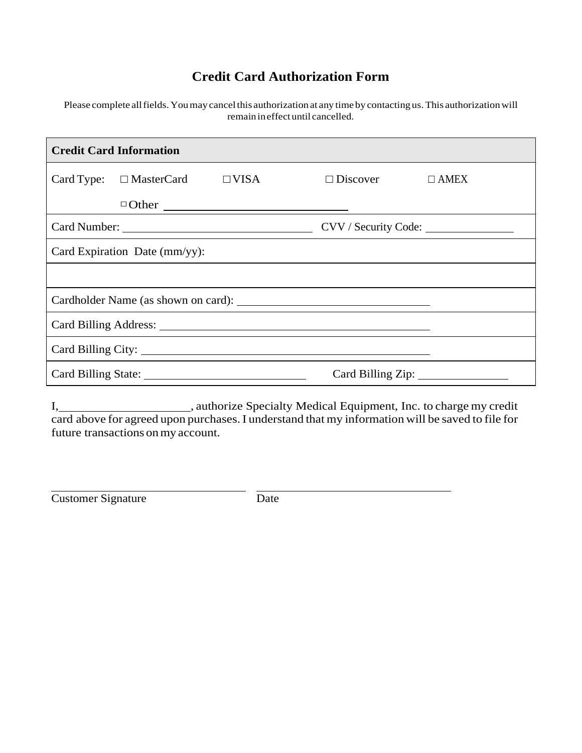# Credit Card Authorization Form

Please complete all fields. You may cancel this authorization at any time by contacting us. This authorization will remain in effect until cancelled.

| Credit Card Information | | | | |
|---|---|---|---|---|
| Card Type: | □ MasterCard | □ VISA | □ Discover | □ AMEX |
| | □ Other ______________________ | | | |
| Card Number: ______________________ | | | CVV / Security Code: __________ | |
| Card Expiration Date (mm/yy): | | | | |
| | | | | |
| Cardholder Name (as shown on card): ______________________ | | | | |
| Card Billing Address: ______________________ | | | | |
| Card Billing City: ______________________ | | | | |
| Card Billing State: ______________________ | | | Card Billing Zip: __________ | |

I,____________________, authorize Specialty Medical Equipment, Inc. to charge my credit card above for agreed upon purchases. I understand that my information will be saved to file for future transactions on my account.

______________________________ ______________________________

Customer Signature Date